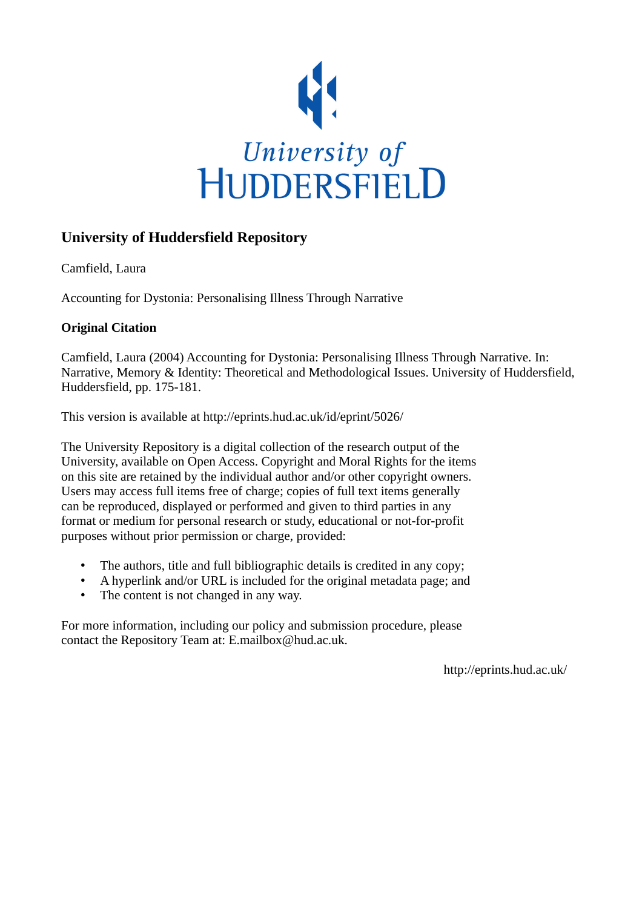University of HUDDERSFIELD

## University of Huddersfield Repository

Camfield, Laura

Accounting for Dystonia: Personalising Illness Through Narrative

### Original Citation

Camfield, Laura (2004) Accounting for Dystonia: Personalising Illness Through Narrative. In: Narrative, Memory & Identity: Theoretical and Methodological Issues. University of Huddersfield, Huddersfield, pp. 175-181.

This version is available at http://eprints.hud.ac.uk/id/eprint/5026/

The University Repository is a digital collection of the research output of the University, available on Open Access. Copyright and Moral Rights for the items on this site are retained by the individual author and/or other copyright owners. Users may access full items free of charge; copies of full text items generally can be reproduced, displayed or performed and given to third parties in any format or medium for personal research or study, educational or not-for-profit purposes without prior permission or charge, provided:

- The authors, title and full bibliographic details is credited in any copy;
- A hyperlink and/or URL is included for the original metadata page; and
- The content is not changed in any way.

For more information, including our policy and submission procedure, please contact the Repository Team at: E.mailbox@hud.ac.uk.

http://eprints.hud.ac.uk/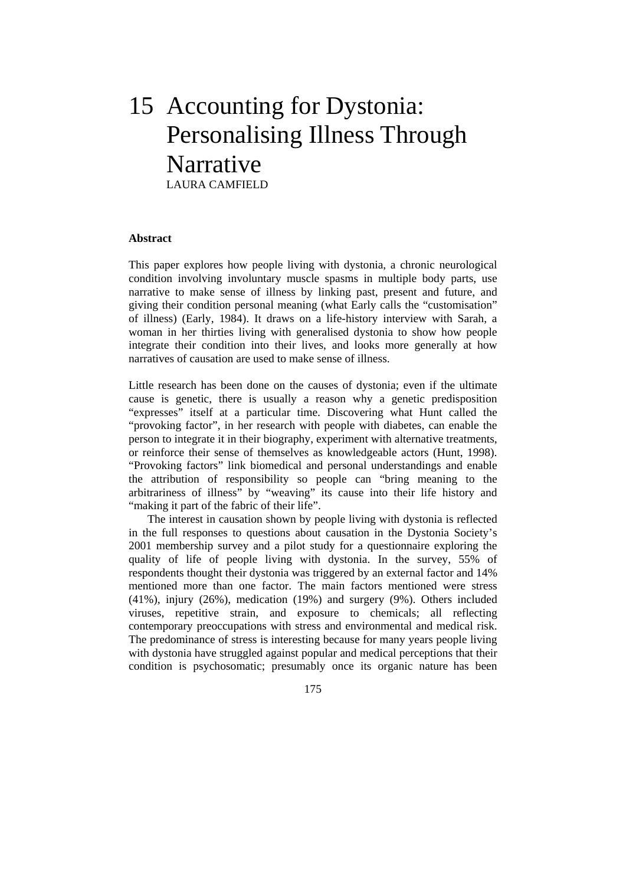# 15 Accounting for Dystonia: Personalising Illness Through Narrative

LAURA CAMFIELD

**Abstract**

This paper explores how people living with dystonia, a chronic neurological condition involving involuntary muscle spasms in multiple body parts, use narrative to make sense of illness by linking past, present and future, and giving their condition personal meaning (what Early calls the "customisation" of illness) (Early, 1984). It draws on a life-history interview with Sarah, a woman in her thirties living with generalised dystonia to show how people integrate their condition into their lives, and looks more generally at how narratives of causation are used to make sense of illness.

Little research has been done on the causes of dystonia; even if the ultimate cause is genetic, there is usually a reason why a genetic predisposition "expresses" itself at a particular time. Discovering what Hunt called the "provoking factor", in her research with people with diabetes, can enable the person to integrate it in their biography, experiment with alternative treatments, or reinforce their sense of themselves as knowledgeable actors (Hunt, 1998). "Provoking factors" link biomedical and personal understandings and enable the attribution of responsibility so people can "bring meaning to the arbitrariness of illness" by "weaving" its cause into their life history and "making it part of the fabric of their life".

The interest in causation shown by people living with dystonia is reflected in the full responses to questions about causation in the Dystonia Society's 2001 membership survey and a pilot study for a questionnaire exploring the quality of life of people living with dystonia. In the survey, 55% of respondents thought their dystonia was triggered by an external factor and 14% mentioned more than one factor. The main factors mentioned were stress (41%), injury (26%), medication (19%) and surgery (9%). Others included viruses, repetitive strain, and exposure to chemicals; all reflecting contemporary preoccupations with stress and environmental and medical risk. The predominance of stress is interesting because for many years people living with dystonia have struggled against popular and medical perceptions that their condition is psychosomatic; presumably once its organic nature has been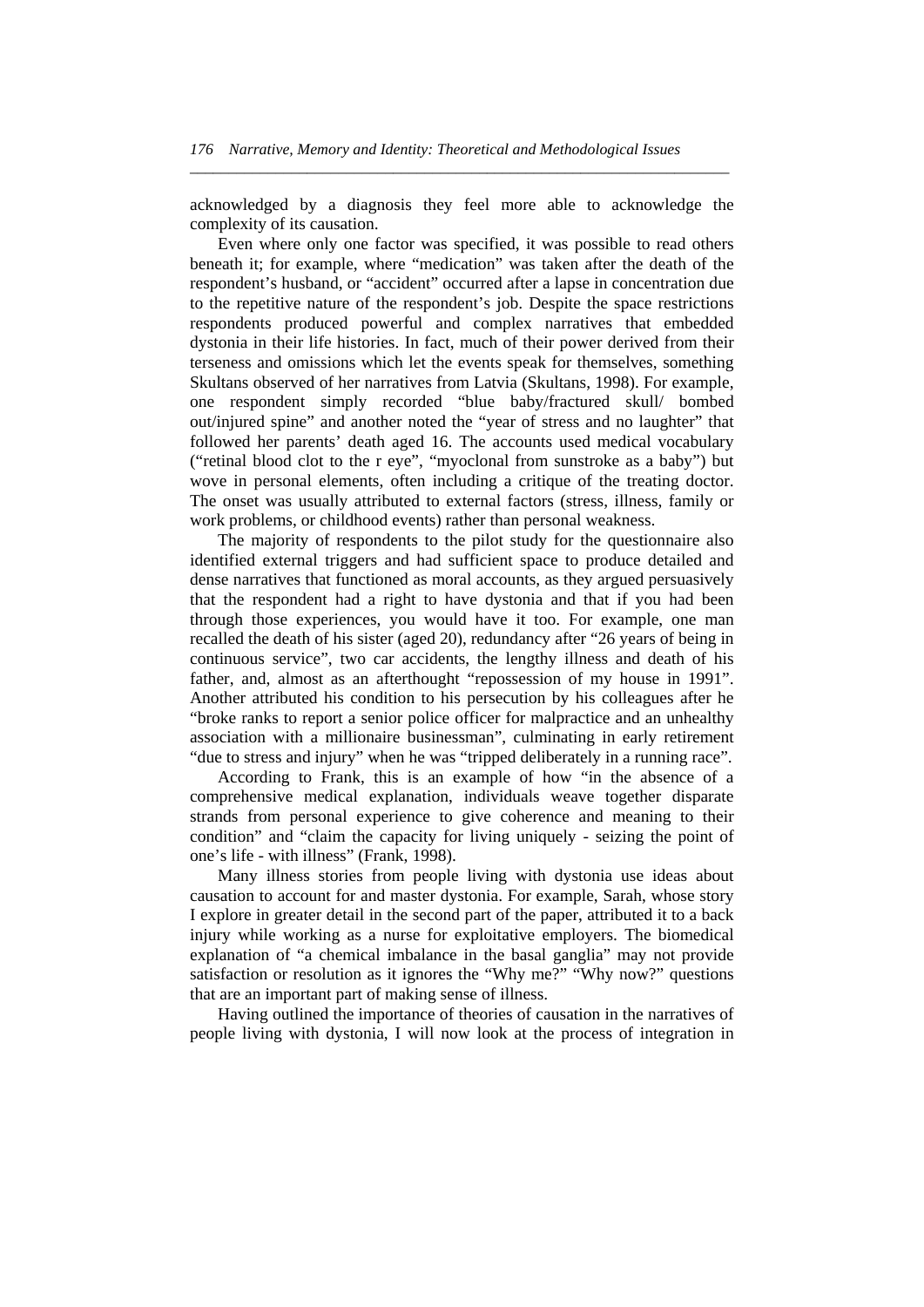acknowledged by a diagnosis they feel more able to acknowledge the complexity of its causation.

Even where only one factor was specified, it was possible to read others beneath it; for example, where "medication" was taken after the death of the respondent's husband, or "accident" occurred after a lapse in concentration due to the repetitive nature of the respondent's job. Despite the space restrictions respondents produced powerful and complex narratives that embedded dystonia in their life histories. In fact, much of their power derived from their terseness and omissions which let the events speak for themselves, something Skultans observed of her narratives from Latvia (Skultans, 1998). For example, one respondent simply recorded "blue baby/fractured skull/ bombed out/injured spine" and another noted the "year of stress and no laughter" that followed her parents' death aged 16. The accounts used medical vocabulary ("retinal blood clot to the r eye", "myoclonal from sunstroke as a baby") but wove in personal elements, often including a critique of the treating doctor. The onset was usually attributed to external factors (stress, illness, family or work problems, or childhood events) rather than personal weakness.

The majority of respondents to the pilot study for the questionnaire also identified external triggers and had sufficient space to produce detailed and dense narratives that functioned as moral accounts, as they argued persuasively that the respondent had a right to have dystonia and that if you had been through those experiences, you would have it too. For example, one man recalled the death of his sister (aged 20), redundancy after "26 years of being in continuous service", two car accidents, the lengthy illness and death of his father, and, almost as an afterthought "repossession of my house in 1991". Another attributed his condition to his persecution by his colleagues after he "broke ranks to report a senior police officer for malpractice and an unhealthy association with a millionaire businessman", culminating in early retirement "due to stress and injury" when he was "tripped deliberately in a running race".

According to Frank, this is an example of how "in the absence of a comprehensive medical explanation, individuals weave together disparate strands from personal experience to give coherence and meaning to their condition" and "claim the capacity for living uniquely - seizing the point of one's life - with illness" (Frank, 1998).

Many illness stories from people living with dystonia use ideas about causation to account for and master dystonia. For example, Sarah, whose story I explore in greater detail in the second part of the paper, attributed it to a back injury while working as a nurse for exploitative employers. The biomedical explanation of "a chemical imbalance in the basal ganglia" may not provide satisfaction or resolution as it ignores the "Why me?" "Why now?" questions that are an important part of making sense of illness.

Having outlined the importance of theories of causation in the narratives of people living with dystonia, I will now look at the process of integration in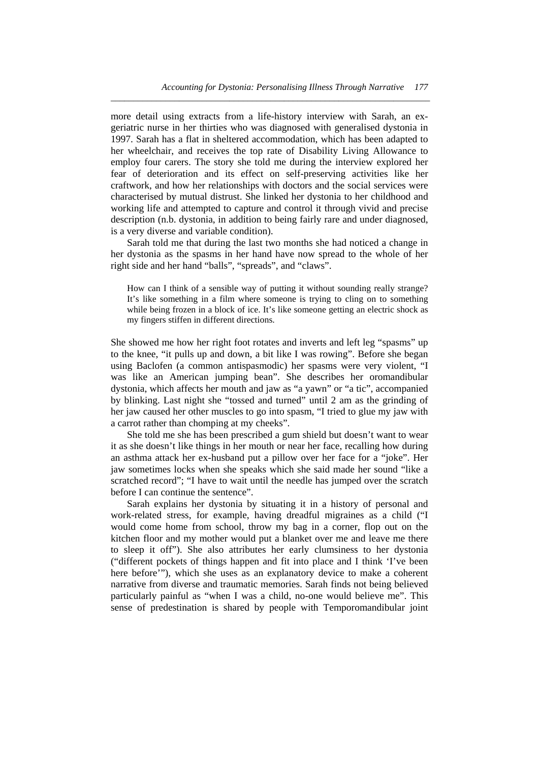more detail using extracts from a life-history interview with Sarah, an ex-geriatric nurse in her thirties who was diagnosed with generalised dystonia in 1997. Sarah has a flat in sheltered accommodation, which has been adapted to her wheelchair, and receives the top rate of Disability Living Allowance to employ four carers. The story she told me during the interview explored her fear of deterioration and its effect on self-preserving activities like her craftwork, and how her relationships with doctors and the social services were characterised by mutual distrust. She linked her dystonia to her childhood and working life and attempted to capture and control it through vivid and precise description (n.b. dystonia, in addition to being fairly rare and under diagnosed, is a very diverse and variable condition).

Sarah told me that during the last two months she had noticed a change in her dystonia as the spasms in her hand have now spread to the whole of her right side and her hand "balls", "spreads", and "claws".

> How can I think of a sensible way of putting it without sounding really strange? It's like something in a film where someone is trying to cling on to something while being frozen in a block of ice. It's like someone getting an electric shock as my fingers stiffen in different directions.

She showed me how her right foot rotates and inverts and left leg "spasms" up to the knee, "it pulls up and down, a bit like I was rowing". Before she began using Baclofen (a common antispasmodic) her spasms were very violent, "I was like an American jumping bean". She describes her oromandibular dystonia, which affects her mouth and jaw as "a yawn" or "a tic", accompanied by blinking. Last night she "tossed and turned" until 2 am as the grinding of her jaw caused her other muscles to go into spasm, "I tried to glue my jaw with a carrot rather than chomping at my cheeks".

She told me she has been prescribed a gum shield but doesn't want to wear it as she doesn't like things in her mouth or near her face, recalling how during an asthma attack her ex-husband put a pillow over her face for a "joke". Her jaw sometimes locks when she speaks which she said made her sound "like a scratched record"; "I have to wait until the needle has jumped over the scratch before I can continue the sentence".

Sarah explains her dystonia by situating it in a history of personal and work-related stress, for example, having dreadful migraines as a child ("I would come home from school, throw my bag in a corner, flop out on the kitchen floor and my mother would put a blanket over me and leave me there to sleep it off"). She also attributes her early clumsiness to her dystonia ("different pockets of things happen and fit into place and I think 'I've been here before'"), which she uses as an explanatory device to make a coherent narrative from diverse and traumatic memories. Sarah finds not being believed particularly painful as "when I was a child, no-one would believe me". This sense of predestination is shared by people with Temporomandibular joint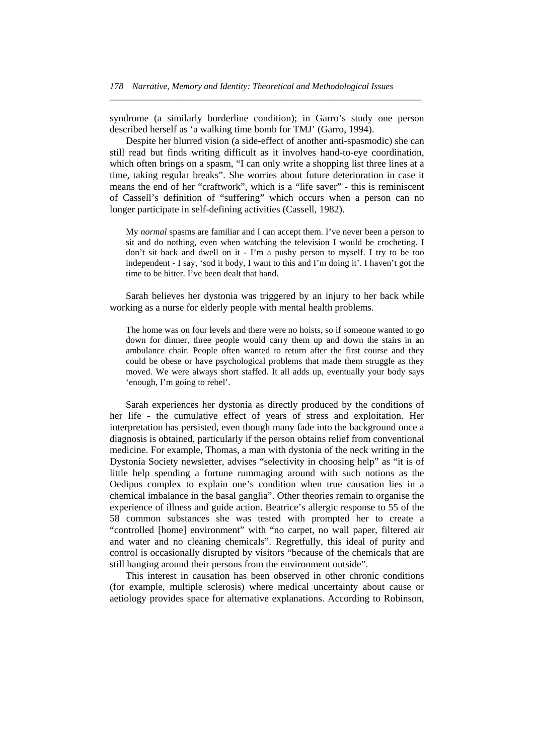syndrome (a similarly borderline condition); in Garro's study one person described herself as 'a walking time bomb for TMJ' (Garro, 1994).

Despite her blurred vision (a side-effect of another anti-spasmodic) she can still read but finds writing difficult as it involves hand-to-eye coordination, which often brings on a spasm, "I can only write a shopping list three lines at a time, taking regular breaks". She worries about future deterioration in case it means the end of her "craftwork", which is a "life saver" - this is reminiscent of Cassell's definition of "suffering" which occurs when a person can no longer participate in self-defining activities (Cassell, 1982).

> My *normal* spasms are familiar and I can accept them. I've never been a person to sit and do nothing, even when watching the television I would be crocheting. I don't sit back and dwell on it - I'm a pushy person to myself. I try to be too independent - I say, 'sod it body, I want to this and I'm doing it'. I haven't got the time to be bitter. I've been dealt that hand.

Sarah believes her dystonia was triggered by an injury to her back while working as a nurse for elderly people with mental health problems.

> The home was on four levels and there were no hoists, so if someone wanted to go down for dinner, three people would carry them up and down the stairs in an ambulance chair. People often wanted to return after the first course and they could be obese or have psychological problems that made them struggle as they moved. We were always short staffed. It all adds up, eventually your body says 'enough, I'm going to rebel'.

Sarah experiences her dystonia as directly produced by the conditions of her life - the cumulative effect of years of stress and exploitation. Her interpretation has persisted, even though many fade into the background once a diagnosis is obtained, particularly if the person obtains relief from conventional medicine. For example, Thomas, a man with dystonia of the neck writing in the Dystonia Society newsletter, advises "selectivity in choosing help" as "it is of little help spending a fortune rummaging around with such notions as the Oedipus complex to explain one's condition when true causation lies in a chemical imbalance in the basal ganglia". Other theories remain to organise the experience of illness and guide action. Beatrice's allergic response to 55 of the 58 common substances she was tested with prompted her to create a "controlled [home] environment" with "no carpet, no wall paper, filtered air and water and no cleaning chemicals". Regretfully, this ideal of purity and control is occasionally disrupted by visitors "because of the chemicals that are still hanging around their persons from the environment outside".

This interest in causation has been observed in other chronic conditions (for example, multiple sclerosis) where medical uncertainty about cause or aetiology provides space for alternative explanations. According to Robinson,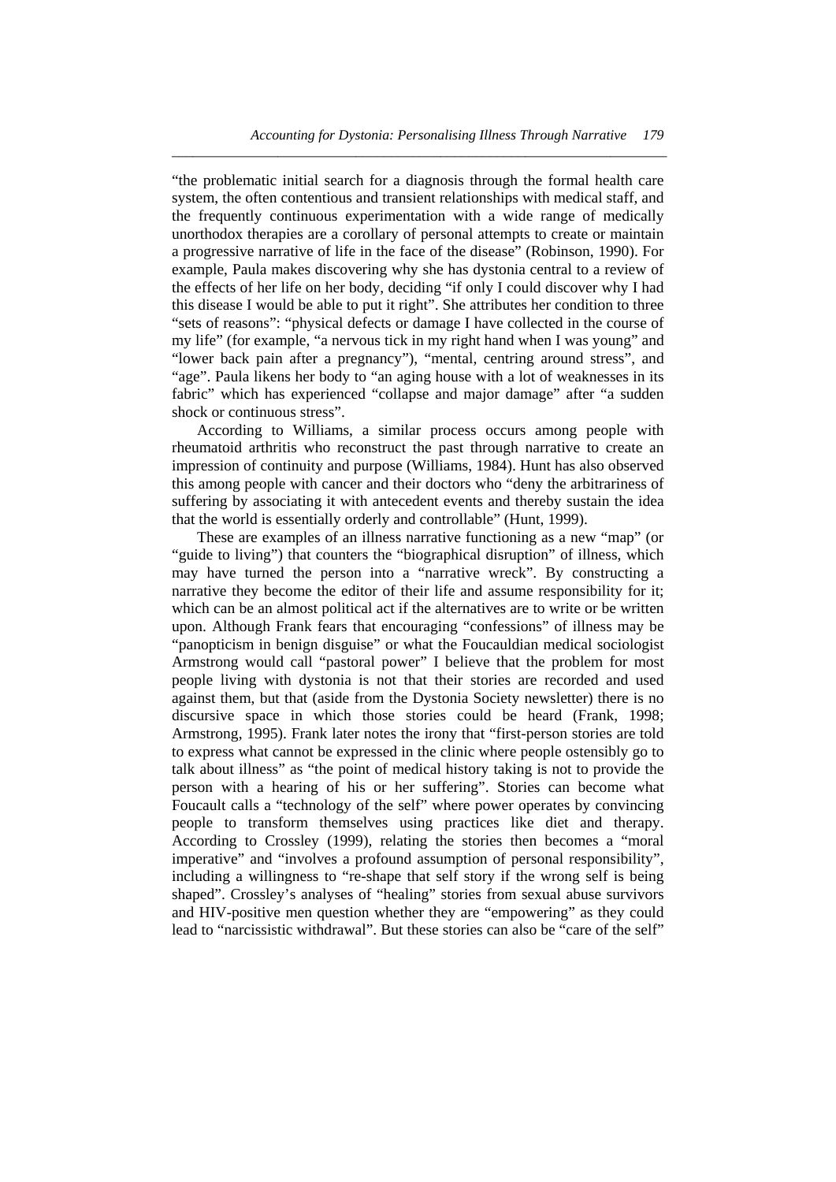"the problematic initial search for a diagnosis through the formal health care system, the often contentious and transient relationships with medical staff, and the frequently continuous experimentation with a wide range of medically unorthodox therapies are a corollary of personal attempts to create or maintain a progressive narrative of life in the face of the disease" (Robinson, 1990). For example, Paula makes discovering why she has dystonia central to a review of the effects of her life on her body, deciding "if only I could discover why I had this disease I would be able to put it right". She attributes her condition to three "sets of reasons": "physical defects or damage I have collected in the course of my life" (for example, "a nervous tick in my right hand when I was young" and "lower back pain after a pregnancy"), "mental, centring around stress", and "age". Paula likens her body to "an aging house with a lot of weaknesses in its fabric" which has experienced "collapse and major damage" after "a sudden shock or continuous stress".

According to Williams, a similar process occurs among people with rheumatoid arthritis who reconstruct the past through narrative to create an impression of continuity and purpose (Williams, 1984). Hunt has also observed this among people with cancer and their doctors who "deny the arbitrariness of suffering by associating it with antecedent events and thereby sustain the idea that the world is essentially orderly and controllable" (Hunt, 1999).

These are examples of an illness narrative functioning as a new "map" (or "guide to living") that counters the "biographical disruption" of illness, which may have turned the person into a "narrative wreck". By constructing a narrative they become the editor of their life and assume responsibility for it; which can be an almost political act if the alternatives are to write or be written upon. Although Frank fears that encouraging "confessions" of illness may be "panopticism in benign disguise" or what the Foucauldian medical sociologist Armstrong would call "pastoral power" I believe that the problem for most people living with dystonia is not that their stories are recorded and used against them, but that (aside from the Dystonia Society newsletter) there is no discursive space in which those stories could be heard (Frank, 1998; Armstrong, 1995). Frank later notes the irony that "first-person stories are told to express what cannot be expressed in the clinic where people ostensibly go to talk about illness" as "the point of medical history taking is not to provide the person with a hearing of his or her suffering". Stories can become what Foucault calls a "technology of the self" where power operates by convincing people to transform themselves using practices like diet and therapy. According to Crossley (1999), relating the stories then becomes a "moral imperative" and "involves a profound assumption of personal responsibility", including a willingness to "re-shape that self story if the wrong self is being shaped". Crossley's analyses of "healing" stories from sexual abuse survivors and HIV-positive men question whether they are "empowering" as they could lead to "narcissistic withdrawal". But these stories can also be "care of the self"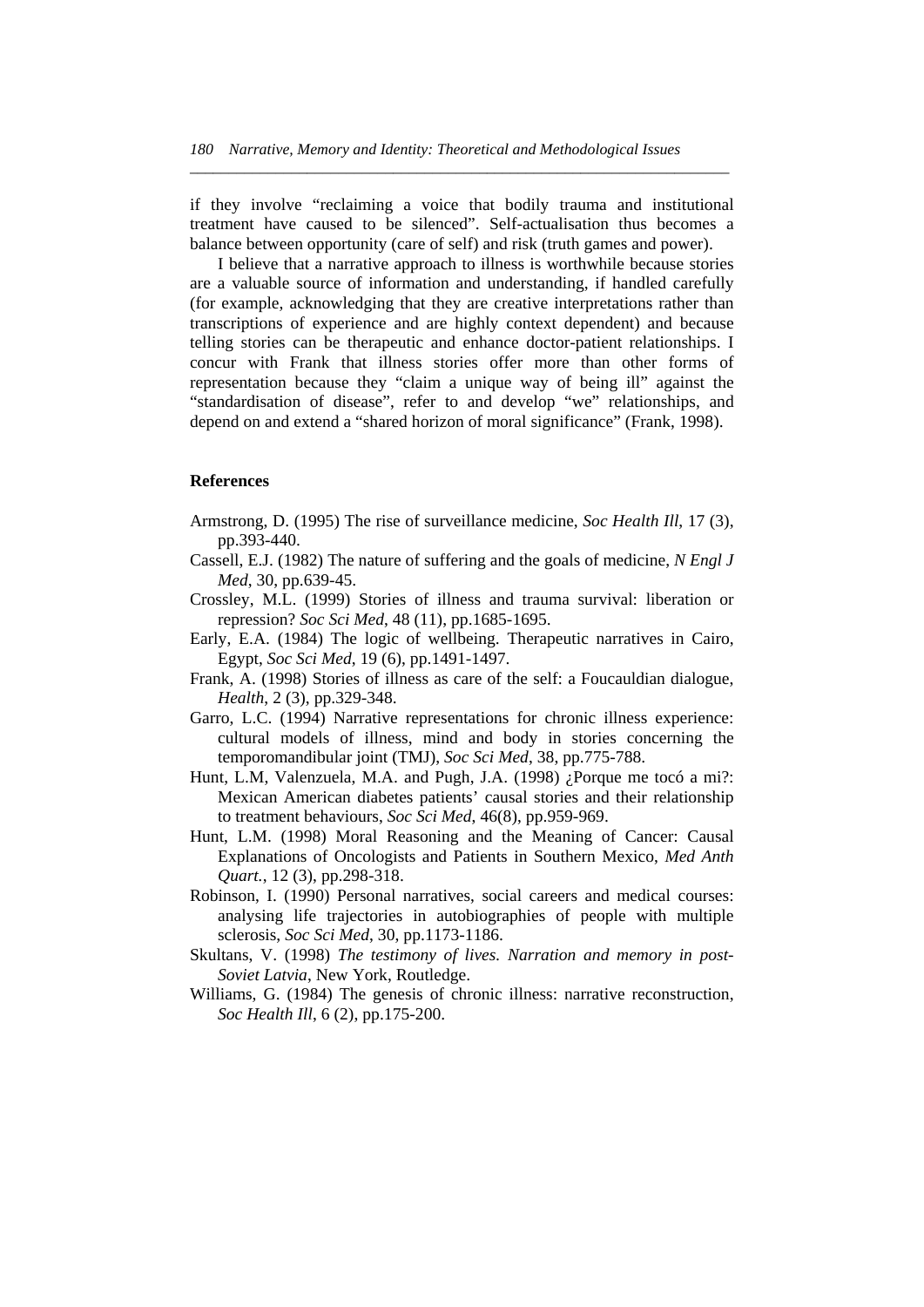if they involve "reclaiming a voice that bodily trauma and institutional treatment have caused to be silenced". Self-actualisation thus becomes a balance between opportunity (care of self) and risk (truth games and power).

I believe that a narrative approach to illness is worthwhile because stories are a valuable source of information and understanding, if handled carefully (for example, acknowledging that they are creative interpretations rather than transcriptions of experience and are highly context dependent) and because telling stories can be therapeutic and enhance doctor-patient relationships. I concur with Frank that illness stories offer more than other forms of representation because they "claim a unique way of being ill" against the "standardisation of disease", refer to and develop "we" relationships, and depend on and extend a "shared horizon of moral significance" (Frank, 1998).

## References

Armstrong, D. (1995) The rise of surveillance medicine, *Soc Health Ill*, 17 (3), pp.393-440.

Cassell, E.J. (1982) The nature of suffering and the goals of medicine, *N Engl J Med*, 30, pp.639-45.

Crossley, M.L. (1999) Stories of illness and trauma survival: liberation or repression? *Soc Sci Med*, 48 (11), pp.1685-1695.

Early, E.A. (1984) The logic of wellbeing. Therapeutic narratives in Cairo, Egypt, *Soc Sci Med*, 19 (6), pp.1491-1497.

Frank, A. (1998) Stories of illness as care of the self: a Foucauldian dialogue, *Health*, 2 (3), pp.329-348.

Garro, L.C. (1994) Narrative representations for chronic illness experience: cultural models of illness, mind and body in stories concerning the temporomandibular joint (TMJ), *Soc Sci Med*, 38, pp.775-788.

Hunt, L.M, Valenzuela, M.A. and Pugh, J.A. (1998) ¿Porque me tocó a mi?: Mexican American diabetes patients' causal stories and their relationship to treatment behaviours, *Soc Sci Med*, 46(8), pp.959-969.

Hunt, L.M. (1998) Moral Reasoning and the Meaning of Cancer: Causal Explanations of Oncologists and Patients in Southern Mexico, *Med Anth Quart.*, 12 (3), pp.298-318.

Robinson, I. (1990) Personal narratives, social careers and medical courses: analysing life trajectories in autobiographies of people with multiple sclerosis, *Soc Sci Med*, 30, pp.1173-1186.

Skultans, V. (1998) *The testimony of lives. Narration and memory in post-Soviet Latvia*, New York, Routledge.

Williams, G. (1984) The genesis of chronic illness: narrative reconstruction, *Soc Health Ill*, 6 (2), pp.175-200.